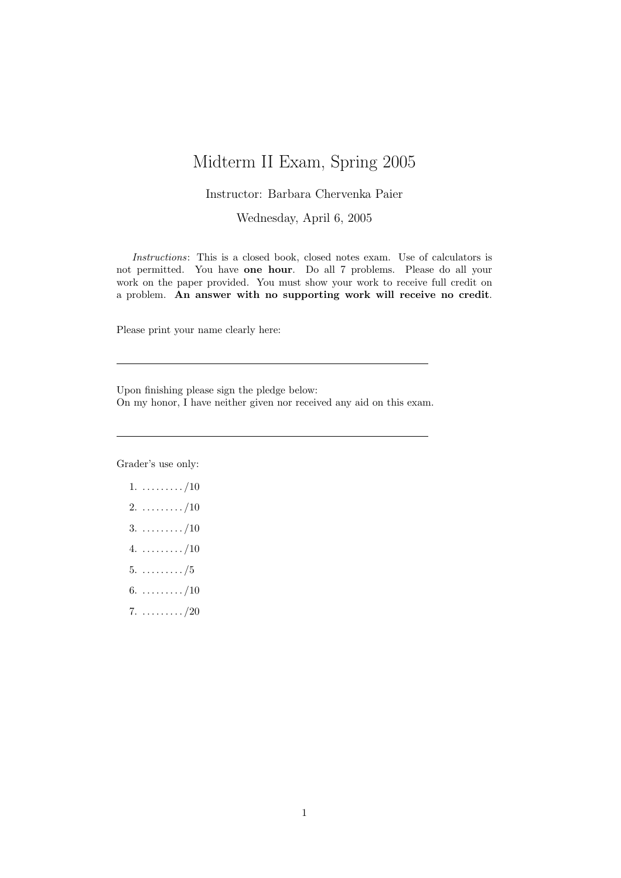# Midterm II Exam, Spring 2005

Instructor: Barbara Chervenka Paier

Wednesday, April 6, 2005

*Instructions*: This is a closed book, closed notes exam. Use of calculators is not permitted. You have **one hour**. Do all 7 problems. Please do all your work on the paper provided. You must show your work to receive full credit on a problem. **An answer with no supporting work will receive no credit**.

Please print your name clearly here:

______________________________________________

Upon finishing please sign the pledge below:
On my honor, I have neither given nor received any aid on this exam.

______________________________________________

Grader's use only:

1. ........./10
2. ........./10
3. ........./10
4. ........./10
5. ........./5
6. ........./10
7. ........./20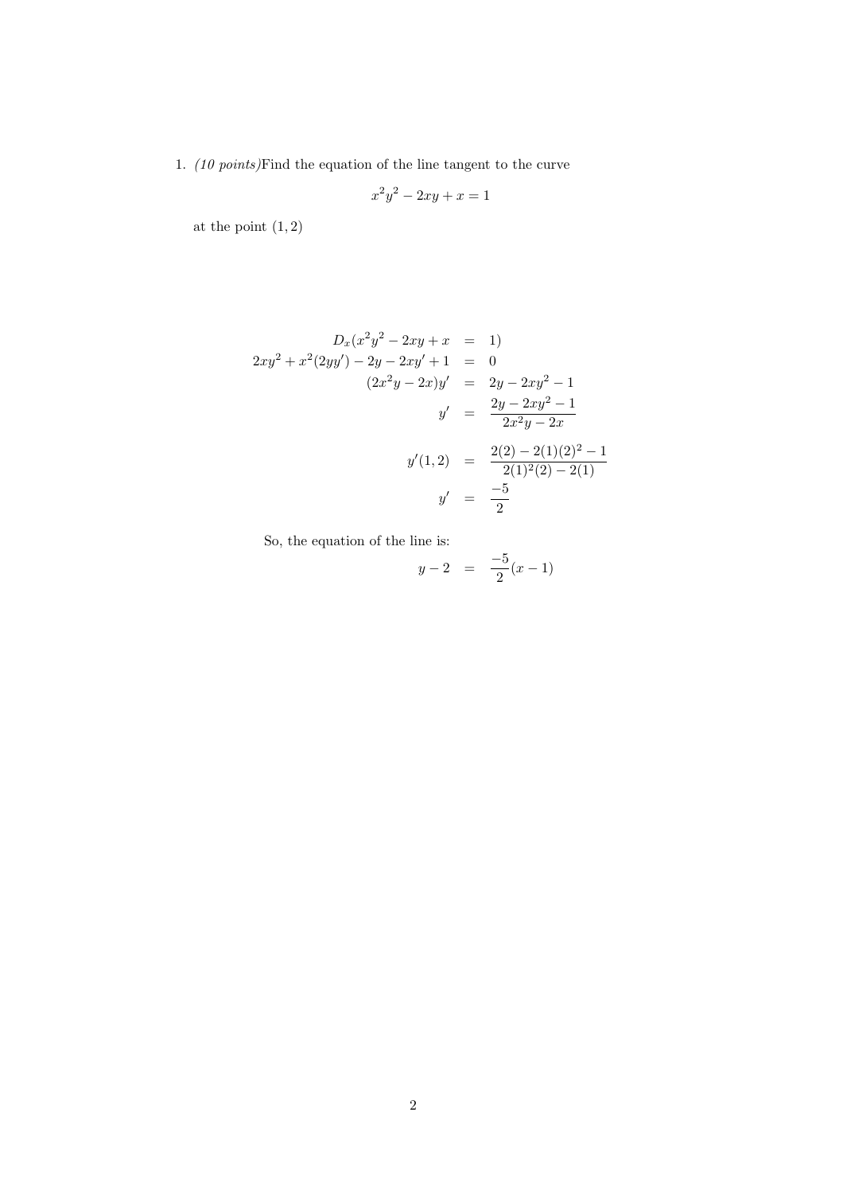1. *(10 points)*Find the equation of the line tangent to the curve

$$x^2y^2 - 2xy + x = 1$$

at the point $(1, 2)$

$$
\begin{aligned}
D_x(x^2y^2 - 2xy + x &= 1) \\
2xy^2 + x^2(2yy') - 2y - 2xy' + 1 &= 0 \\
(2x^2y - 2x)y' &= 2y - 2xy^2 - 1 \\
y' &= \frac{2y - 2xy^2 - 1}{2x^2y - 2x} \\
y'(1, 2) &= \frac{2(2) - 2(1)(2)^2 - 1}{2(1)^2(2) - 2(1)} \\
y' &= \frac{-5}{2}
\end{aligned}
$$

So, the equation of the line is:

$$y - 2 = \frac{-5}{2}(x - 1)$$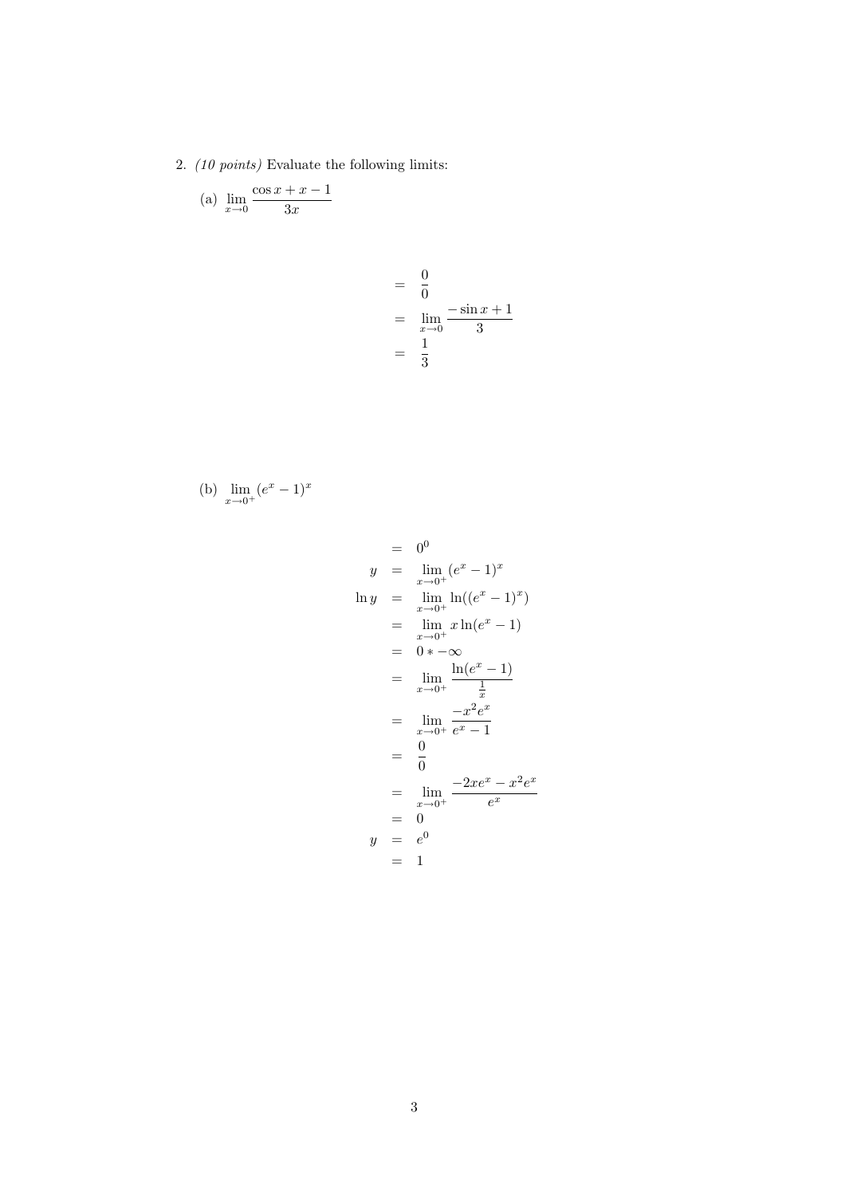2. *(10 points)* Evaluate the following limits:

(a) $\lim_{x \to 0} \dfrac{\cos x + x - 1}{3x}$

$$
\begin{aligned}
&= \frac{0}{0} \\
&= \lim_{x \to 0} \frac{-\sin x + 1}{3} \\
&= \frac{1}{3}
\end{aligned}
$$

(b) $\lim_{x \to 0^+} (e^x - 1)^x$

$$
\begin{aligned}
&= 0^0 \\
y &= \lim_{x \to 0^+} (e^x - 1)^x \\
\ln y &= \lim_{x \to 0^+} \ln((e^x - 1)^x) \\
&= \lim_{x \to 0^+} x \ln(e^x - 1) \\
&= 0 * -\infty \\
&= \lim_{x \to 0^+} \frac{\ln(e^x - 1)}{\frac{1}{x}} \\
&= \lim_{x \to 0^+} \frac{-x^2 e^x}{e^x - 1} \\
&= \frac{0}{0} \\
&= \lim_{x \to 0^+} \frac{-2xe^x - x^2 e^x}{e^x} \\
&= 0 \\
y &= e^0 \\
&= 1
\end{aligned}
$$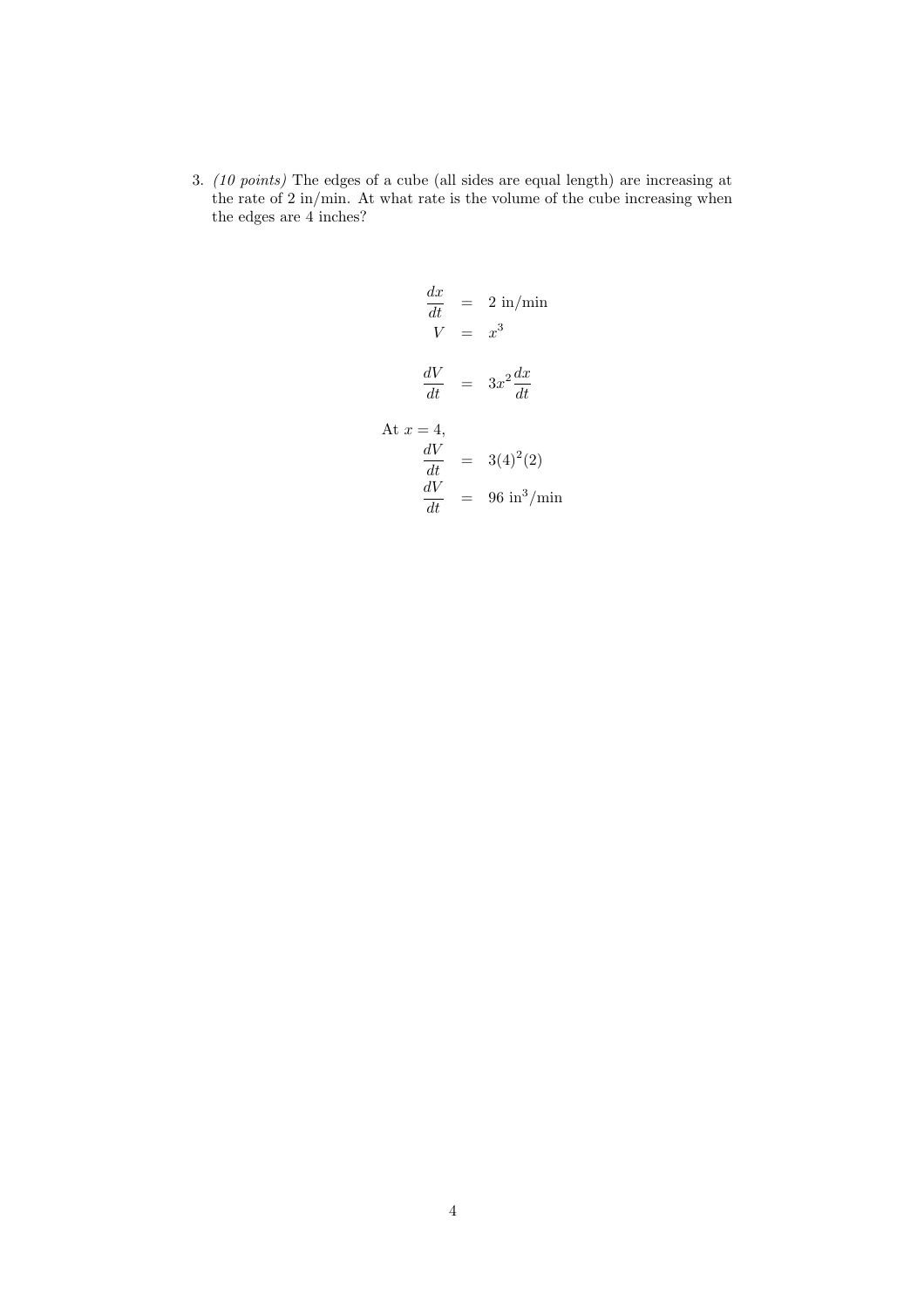3. *(10 points)* The edges of a cube (all sides are equal length) are increasing at the rate of 2 in/min. At what rate is the volume of the cube increasing when the edges are 4 inches?

$$
\begin{aligned}
\frac{dx}{dt} &= 2 \text{ in/min} \\
V &= x^3 \\
\frac{dV}{dt} &= 3x^2 \frac{dx}{dt}
\end{aligned}
$$

At $x = 4$,

$$
\begin{aligned}
\frac{dV}{dt} &= 3(4)^2(2) \\
\frac{dV}{dt} &= 96 \text{ in}^3\text{/min}
\end{aligned}
$$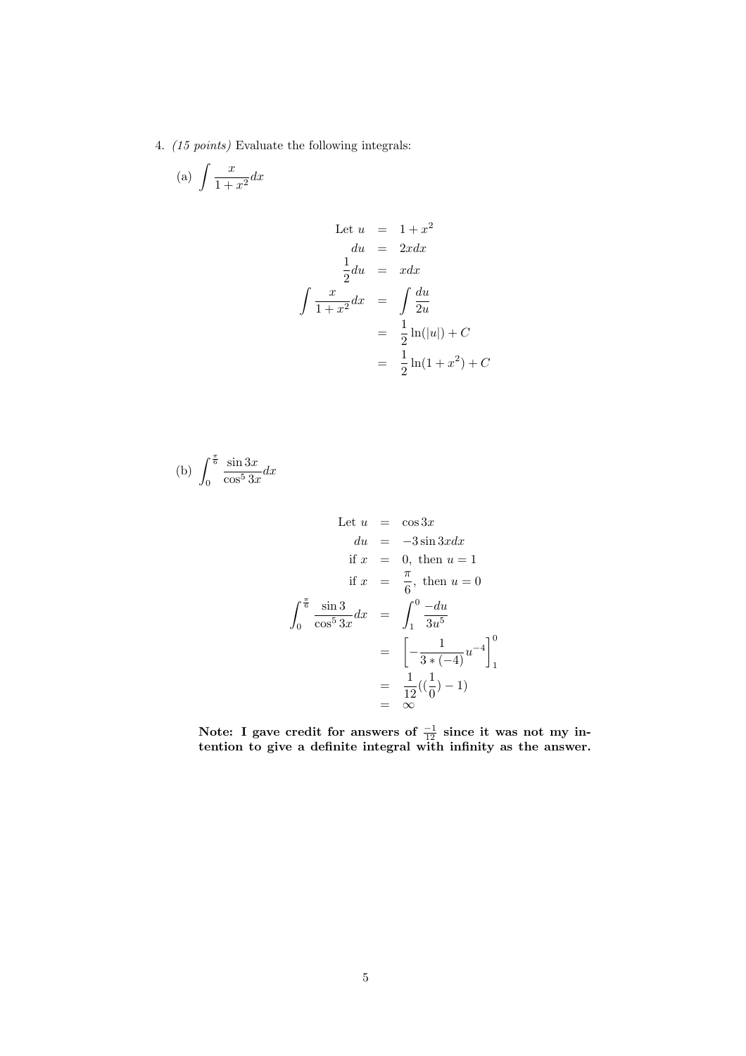4. *(15 points)* Evaluate the following integrals:

(a) $\displaystyle\int \frac{x}{1+x^2}dx$

$$
\begin{aligned}
\text{Let } u &= 1+x^2 \\
du &= 2xdx \\
\frac{1}{2}du &= xdx \\
\int \frac{x}{1+x^2}dx &= \int \frac{du}{2u} \\
&= \frac{1}{2}\ln(|u|) + C \\
&= \frac{1}{2}\ln(1+x^2) + C
\end{aligned}
$$

(b) $\displaystyle\int_0^{\frac{\pi}{6}} \frac{\sin 3x}{\cos^5 3x}dx$

$$
\begin{aligned}
\text{Let } u &= \cos 3x \\
du &= -3\sin 3x dx \\
\text{if } x &= 0, \text{ then } u = 1 \\
\text{if } x &= \frac{\pi}{6}, \text{ then } u = 0 \\
\int_0^{\frac{\pi}{6}} \frac{\sin 3}{\cos^5 3x}dx &= \int_1^0 \frac{-du}{3u^5} \\
&= \left[-\frac{1}{3*(-4)}u^{-4}\right]_1^0 \\
&= \frac{1}{12}((\frac{1}{0}) - 1) \\
&= \infty
\end{aligned}
$$

**Note: I gave credit for answers of $\frac{-1}{12}$ since it was not my intention to give a definite integral with infinity as the answer.**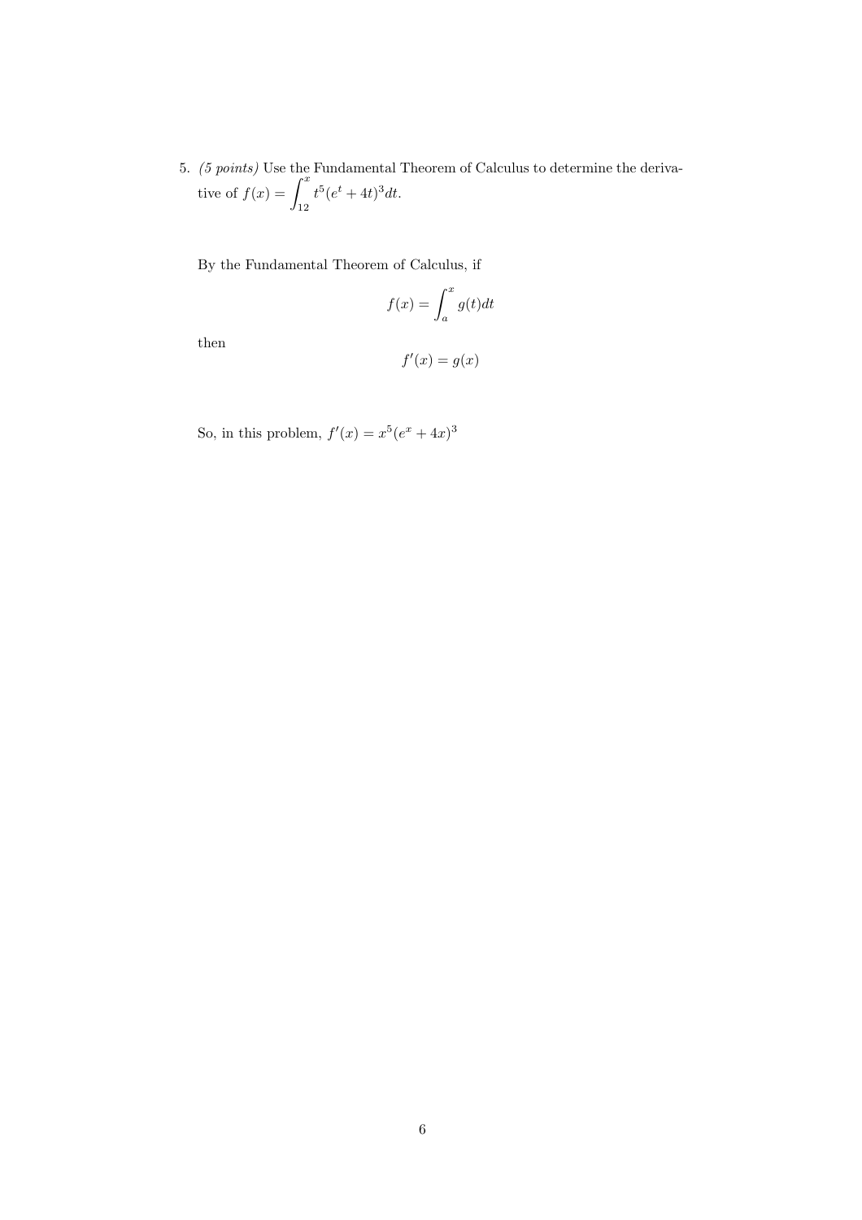5. *(5 points)* Use the Fundamental Theorem of Calculus to determine the derivative of $f(x) = \int_{12}^{x} t^5(e^t + 4t)^3 dt$.

By the Fundamental Theorem of Calculus, if

$$f(x) = \int_{a}^{x} g(t)dt$$

then

$$f'(x) = g(x)$$

So, in this problem, $f'(x) = x^5(e^x + 4x)^3$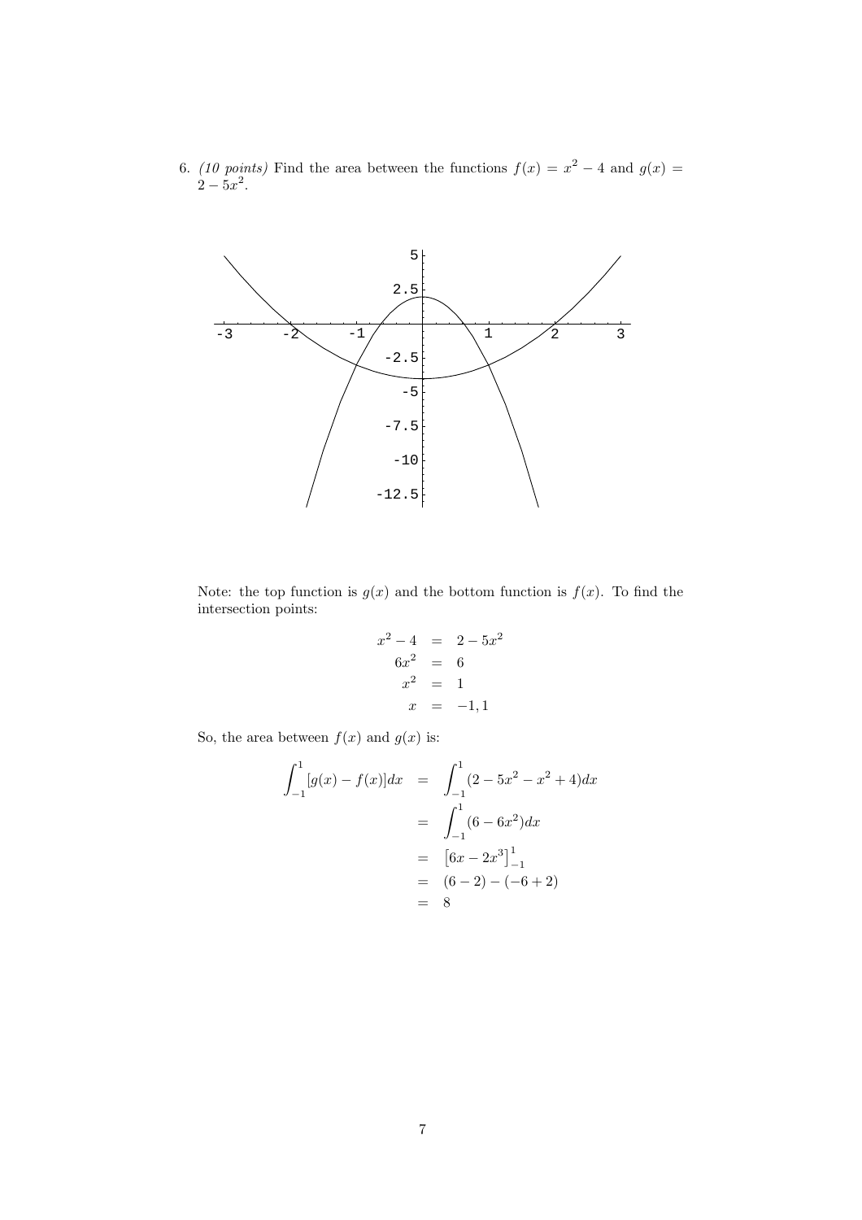6. *(10 points)* Find the area between the functions $f(x) = x^2 - 4$ and $g(x) = 2 - 5x^2$.

Note: the top function is $g(x)$ and the bottom function is $f(x)$. To find the intersection points:

$$
\begin{aligned}
x^2 - 4 &= 2 - 5x^2 \\
6x^2 &= 6 \\
x^2 &= 1 \\
x &= -1, 1
\end{aligned}
$$

So, the area between $f(x)$ and $g(x)$ is:

$$
\begin{aligned}
\int_{-1}^{1} [g(x) - f(x)]dx &= \int_{-1}^{1} (2 - 5x^2 - x^2 + 4)dx \\
&= \int_{-1}^{1} (6 - 6x^2)dx \\
&= \left[6x - 2x^3\right]_{-1}^{1} \\
&= (6 - 2) - (-6 + 2) \\
&= 8
\end{aligned}
$$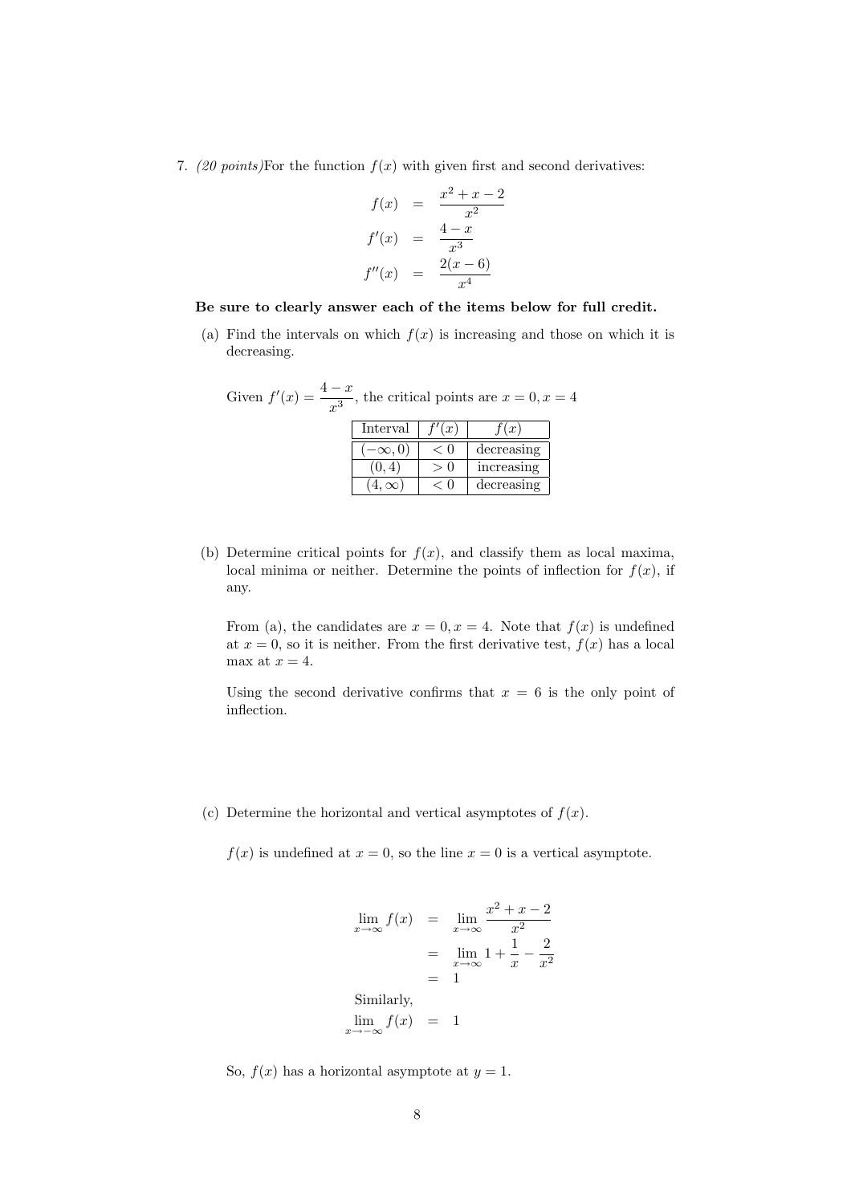7. *(20 points)* For the function $f(x)$ with given first and second derivatives:

$$
\begin{aligned}
f(x) &= \frac{x^2 + x - 2}{x^2} \\
f'(x) &= \frac{4 - x}{x^3} \\
f''(x) &= \frac{2(x - 6)}{x^4}
\end{aligned}
$$

**Be sure to clearly answer each of the items below for full credit.**

(a) Find the intervals on which $f(x)$ is increasing and those on which it is decreasing.

Given $f'(x) = \dfrac{4-x}{x^3}$, the critical points are $x = 0, x = 4$

| Interval | $f'(x)$ | $f(x)$ |
|---|---|---|
| $(-\infty, 0)$ | $< 0$ | decreasing |
| $(0, 4)$ | $> 0$ | increasing |
| $(4, \infty)$ | $< 0$ | decreasing |

(b) Determine critical points for $f(x)$, and classify them as local maxima, local minima or neither. Determine the points of inflection for $f(x)$, if any.

From (a), the candidates are $x = 0, x = 4$. Note that $f(x)$ is undefined at $x = 0$, so it is neither. From the first derivative test, $f(x)$ has a local max at $x = 4$.

Using the second derivative confirms that $x = 6$ is the only point of inflection.

(c) Determine the horizontal and vertical asymptotes of $f(x)$.

$f(x)$ is undefined at $x = 0$, so the line $x = 0$ is a vertical asymptote.

$$
\begin{aligned}
\lim_{x \to \infty} f(x) &= \lim_{x \to \infty} \frac{x^2 + x - 2}{x^2} \\
&= \lim_{x \to \infty} 1 + \frac{1}{x} - \frac{2}{x^2} \\
&= 1
\end{aligned}
$$

Similarly,

$$
\lim_{x \to -\infty} f(x) = 1
$$

So, $f(x)$ has a horizontal asymptote at $y = 1$.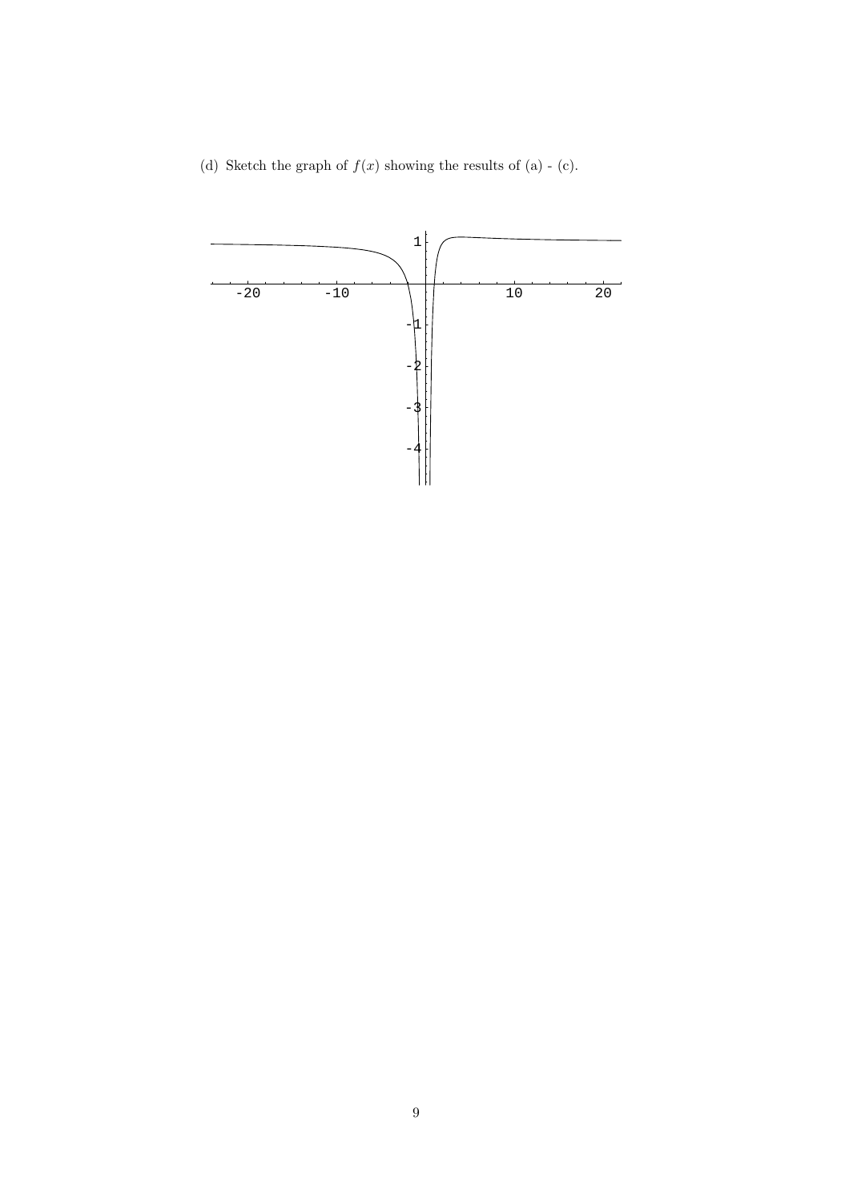(d) Sketch the graph of $f(x)$ showing the results of (a) - (c).

1

-20

-10

10

20

-1

-2

-3

-4